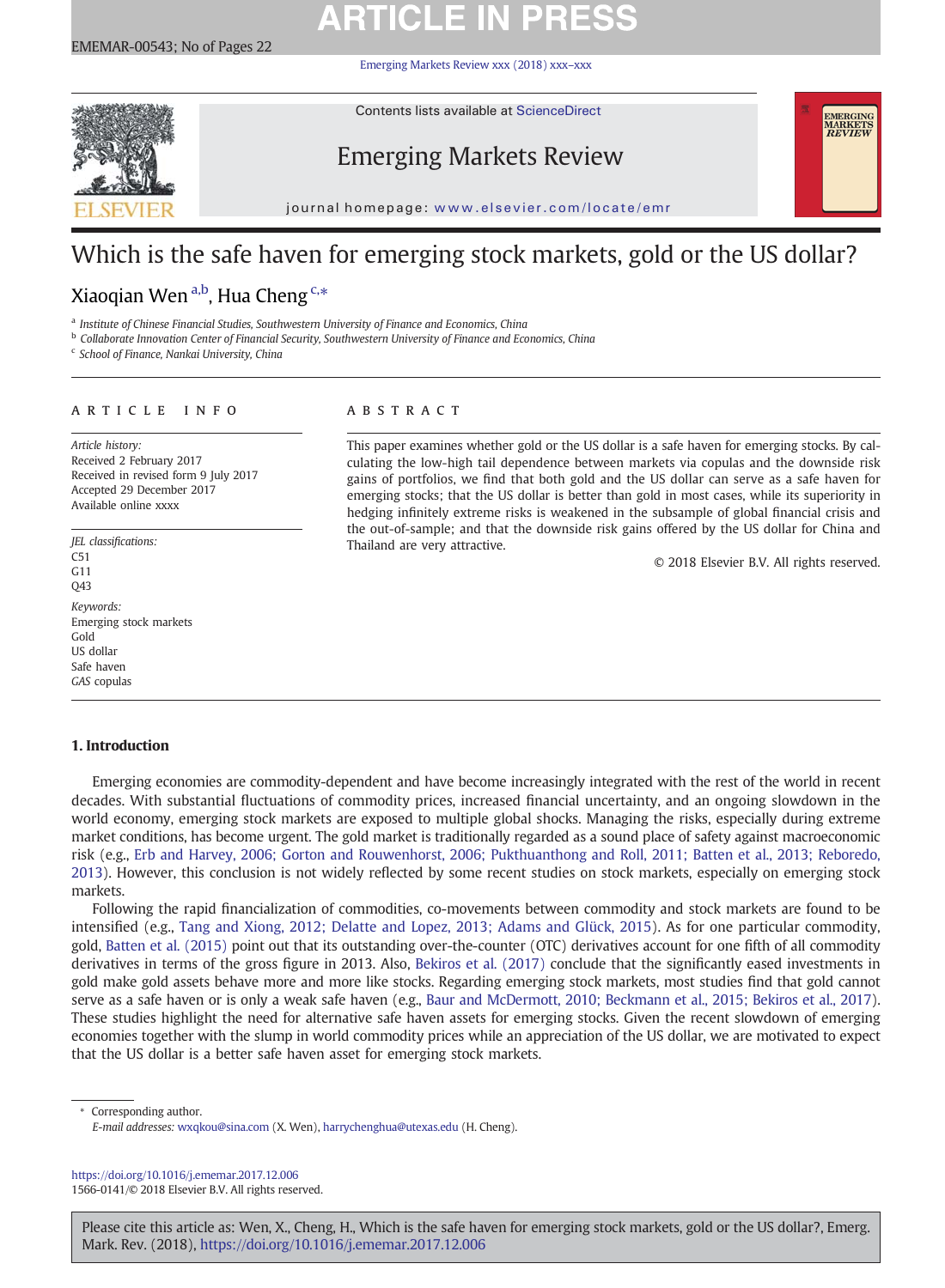# Which is the safe haven for emerging stock markets, gold or the US dollar?

Xiaoqian Wen [a,b], Hua Cheng [c,*]

[a] Institute of Chinese Financial Studies, Southwestern University of Finance and Economics, China
[b] Collaborate Innovation Center of Financial Security, Southwestern University of Finance and Economics, China
[c] School of Finance, Nankai University, China

## ARTICLE INFO

*Article history:*
Received 2 February 2017
Received in revised form 9 July 2017
Accepted 29 December 2017
Available online xxxx

*JEL classifications:*
C51
G11
Q43

*Keywords:*
Emerging stock markets
Gold
US dollar
Safe haven
*GAS* copulas

## ABSTRACT

This paper examines whether gold or the US dollar is a safe haven for emerging stocks. By calculating the low-high tail dependence between markets via copulas and the downside risk gains of portfolios, we find that both gold and the US dollar can serve as a safe haven for emerging stocks; that the US dollar is better than gold in most cases, while its superiority in hedging infinitely extreme risks is weakened in the subsample of global financial crisis and the out-of-sample; and that the downside risk gains offered by the US dollar for China and Thailand are very attractive.

© 2018 Elsevier B.V. All rights reserved.

## 1. Introduction

Emerging economies are commodity-dependent and have become increasingly integrated with the rest of the world in recent decades. With substantial fluctuations of commodity prices, increased financial uncertainty, and an ongoing slowdown in the world economy, emerging stock markets are exposed to multiple global shocks. Managing the risks, especially during extreme market conditions, has become urgent. The gold market is traditionally regarded as a sound place of safety against macroeconomic risk (e.g., Erb and Harvey, 2006; Gorton and Rouwenhorst, 2006; Pukthuanthong and Roll, 2011; Batten et al., 2013; Reboredo, 2013). However, this conclusion is not widely reflected by some recent studies on stock markets, especially on emerging stock markets.

Following the rapid financialization of commodities, co-movements between commodity and stock markets are found to be intensified (e.g., Tang and Xiong, 2012; Delatte and Lopez, 2013; Adams and Glück, 2015). As for one particular commodity, gold, Batten et al. (2015) point out that its outstanding over-the-counter (OTC) derivatives account for one fifth of all commodity derivatives in terms of the gross figure in 2013. Also, Bekiros et al. (2017) conclude that the significantly eased investments in gold make gold assets behave more and more like stocks. Regarding emerging stock markets, most studies find that gold cannot serve as a safe haven or is only a weak safe haven (e.g., Baur and McDermott, 2010; Beckmann et al., 2015; Bekiros et al., 2017). These studies highlight the need for alternative safe haven assets for emerging stocks. Given the recent slowdown of emerging economies together with the slump in world commodity prices while an appreciation of the US dollar, we are motivated to expect that the US dollar is a better safe haven asset for emerging stock markets.

---

* Corresponding author.
*E-mail addresses:* wxqkou@sina.com (X. Wen), harrychenghua@utexas.edu (H. Cheng).

https://doi.org/10.1016/j.ememar.2017.12.006
1566-0141/© 2018 Elsevier B.V. All rights reserved.

Please cite this article as: Wen, X., Cheng, H., Which is the safe haven for emerging stock markets, gold or the US dollar?, Emerg. Mark. Rev. (2018), https://doi.org/10.1016/j.ememar.2017.12.006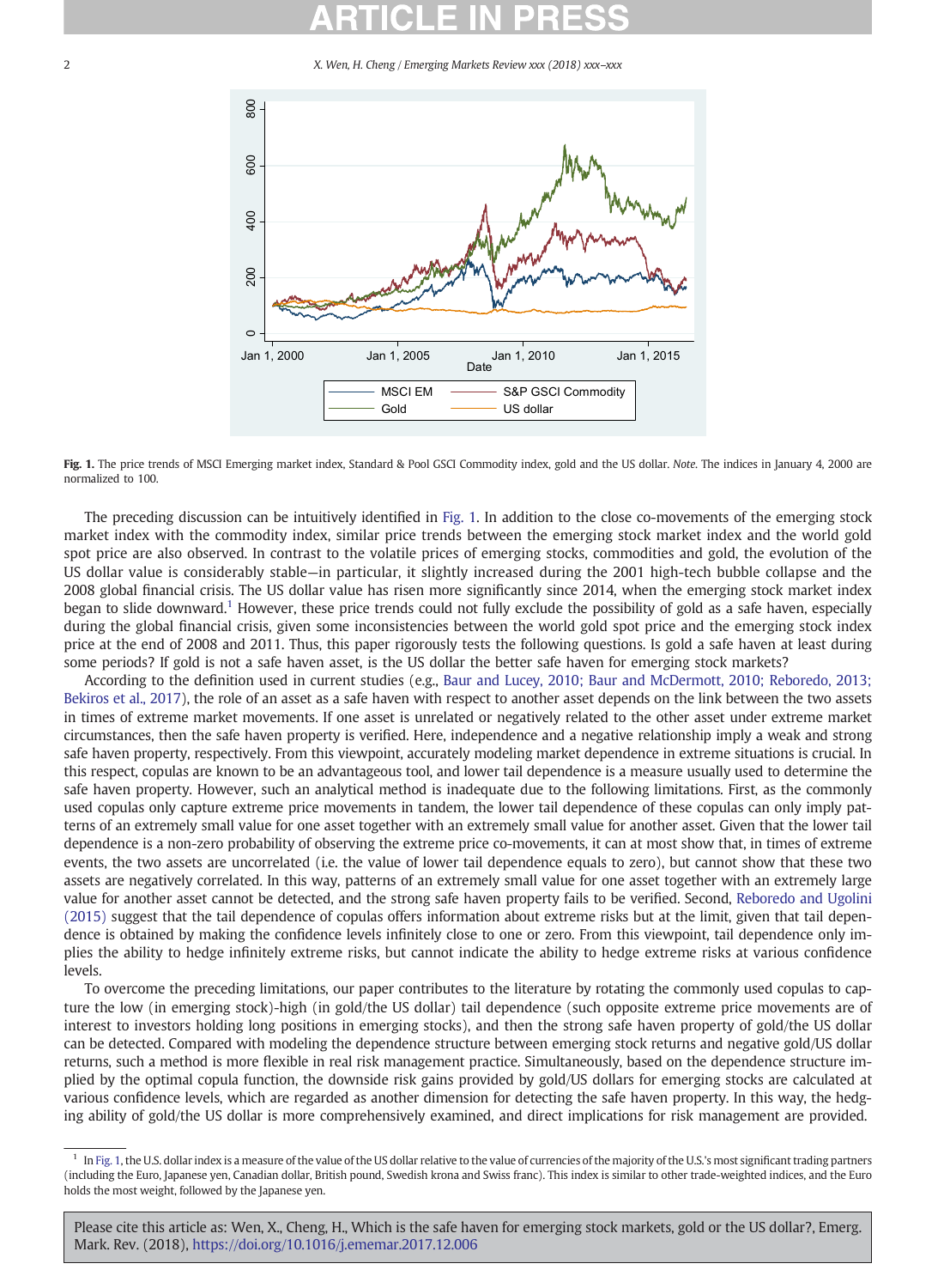800
600
400
200
0
Jan 1, 2000
Jan 1, 2005
Jan 1, 2010
Jan 1, 2015
Date
MSCI EM
S&P GSCI Commodity
Gold
US dollar

**Fig. 1.** The price trends of MSCI Emerging market index, Standard & Pool GSCI Commodity index, gold and the US dollar. *Note.* The indices in January 4, 2000 are normalized to 100.

The preceding discussion can be intuitively identified in Fig. 1. In addition to the close co-movements of the emerging stock market index with the commodity index, similar price trends between the emerging stock market index and the world gold spot price are also observed. In contrast to the volatile prices of emerging stocks, commodities and gold, the evolution of the US dollar value is considerably stable—in particular, it slightly increased during the 2001 high-tech bubble collapse and the 2008 global financial crisis. The US dollar value has risen more significantly since 2014, when the emerging stock market index began to slide downward.[1] However, these price trends could not fully exclude the possibility of gold as a safe haven, especially during the global financial crisis, given some inconsistencies between the world gold spot price and the emerging stock index price at the end of 2008 and 2011. Thus, this paper rigorously tests the following questions. Is gold a safe haven at least during some periods? If gold is not a safe haven asset, is the US dollar the better safe haven for emerging stock markets?

According to the definition used in current studies (e.g., Baur and Lucey, 2010; Baur and McDermott, 2010; Reboredo, 2013; Bekiros et al., 2017), the role of an asset as a safe haven with respect to another asset depends on the link between the two assets in times of extreme market movements. If one asset is unrelated or negatively related to the other asset under extreme market circumstances, then the safe haven property is verified. Here, independence and a negative relationship imply a weak and strong safe haven property, respectively. From this viewpoint, accurately modeling market dependence in extreme situations is crucial. In this respect, copulas are known to be an advantageous tool, and lower tail dependence is a measure usually used to determine the safe haven property. However, such an analytical method is inadequate due to the following limitations. First, as the commonly used copulas only capture extreme price movements in tandem, the lower tail dependence of these copulas can only imply patterns of an extremely small value for one asset together with an extremely small value for another asset. Given that the lower tail dependence is a non-zero probability of observing the extreme price co-movements, it can at most show that, in times of extreme events, the two assets are uncorrelated (i.e. the value of lower tail dependence equals to zero), but cannot show that these two assets are negatively correlated. In this way, patterns of an extremely small value for one asset together with an extremely large value for another asset cannot be detected, and the strong safe haven property fails to be verified. Second, Reboredo and Ugolini (2015) suggest that the tail dependence of copulas offers information about extreme risks but at the limit, given that tail dependence is obtained by making the confidence levels infinitely close to one or zero. From this viewpoint, tail dependence only implies the ability to hedge infinitely extreme risks, but cannot indicate the ability to hedge extreme risks at various confidence levels.

To overcome the preceding limitations, our paper contributes to the literature by rotating the commonly used copulas to capture the low (in emerging stock)-high (in gold/the US dollar) tail dependence (such opposite extreme price movements are of interest to investors holding long positions in emerging stocks), and then the strong safe haven property of gold/the US dollar can be detected. Compared with modeling the dependence structure between emerging stock returns and negative gold/US dollar returns, such a method is more flexible in real risk management practice. Simultaneously, based on the dependence structure implied by the optimal copula function, the downside risk gains provided by gold/US dollars for emerging stocks are calculated at various confidence levels, which are regarded as another dimension for detecting the safe haven property. In this way, the hedging ability of gold/the US dollar is more comprehensively examined, and direct implications for risk management are provided.

[1] In Fig. 1, the U.S. dollar index is a measure of the value of the US dollar relative to the value of currencies of the majority of the U.S.'s most significant trading partners (including the Euro, Japanese yen, Canadian dollar, British pound, Swedish krona and Swiss franc). This index is similar to other trade-weighted indices, and the Euro holds the most weight, followed by the Japanese yen.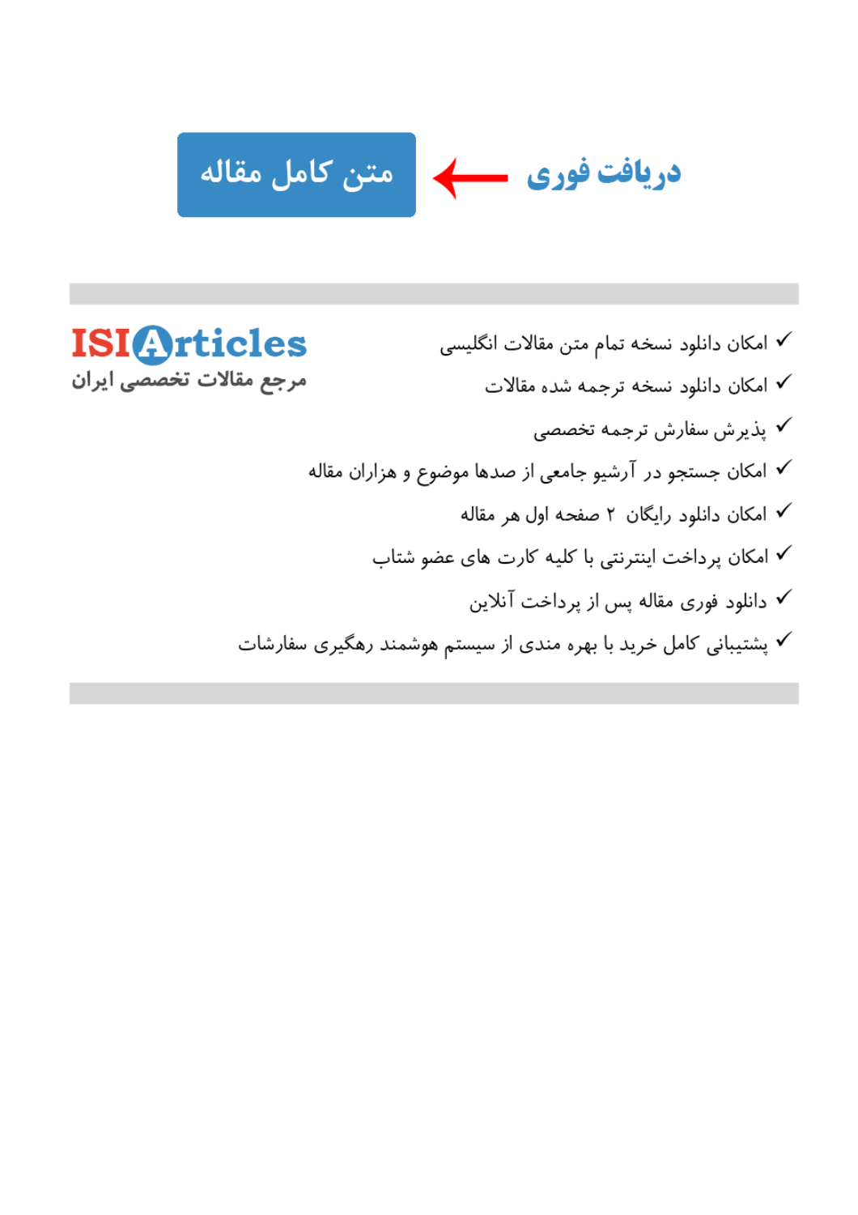**دریافت فوری** ← **متن کامل مقاله**

---

**ISIArticles**
مرجع مقالات تخصصی ایران

- ✓ امکان دانلود نسخه تمام متن مقالات انگلیسی
- ✓ امکان دانلود نسخه ترجمه شده مقالات
- ✓ پذیرش سفارش ترجمه تخصصی
- ✓ امکان جستجو در آرشیو جامعی از صدها موضوع و هزاران مقاله
- ✓ امکان دانلود رایگان ۲ صفحه اول هر مقاله
- ✓ امکان پرداخت اینترنتی با کلیه کارت های عضو شتاب
- ✓ دانلود فوری مقاله پس از پرداخت آنلاین
- ✓ پشتیبانی کامل خرید با بهره مندی از سیستم هوشمند رهگیری سفارشات

---